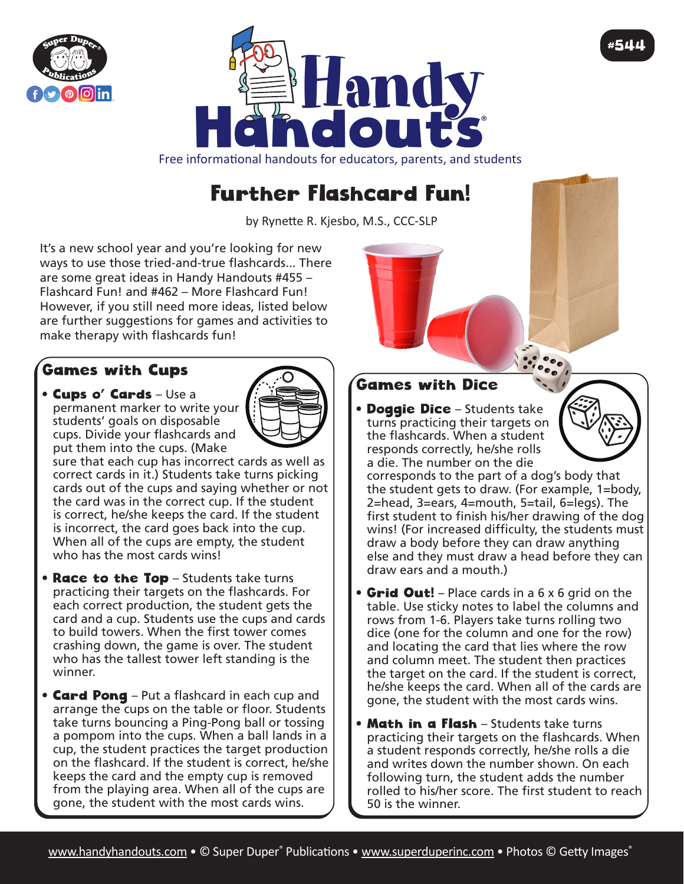# Handy Handouts®

Free informational handouts for educators, parents, and students

#544

## Further Flashcard Fun!

by Rynette R. Kjesbo, M.S., CCC-SLP

It's a new school year and you're looking for new ways to use those tried-and-true flashcards... There are some great ideas in Handy Handouts #455 – Flashcard Fun! and #462 – More Flashcard Fun! However, if you still need more ideas, listed below are further suggestions for games and activities to make therapy with flashcards fun!

### Games with Cups

- **Cups o' Cards** – Use a permanent marker to write your students' goals on disposable cups. Divide your flashcards and put them into the cups. (Make sure that each cup has incorrect cards as well as correct cards in it.) Students take turns picking cards out of the cups and saying whether or not the card was in the correct cup. If the student is correct, he/she keeps the card. If the student is incorrect, the card goes back into the cup. When all of the cups are empty, the student who has the most cards wins!

- **Race to the Top** – Students take turns practicing their targets on the flashcards. For each correct production, the student gets the card and a cup. Students use the cups and cards to build towers. When the first tower comes crashing down, the game is over. The student who has the tallest tower left standing is the winner.

- **Card Pong** – Put a flashcard in each cup and arrange the cups on the table or floor. Students take turns bouncing a Ping-Pong ball or tossing a pompom into the cups. When a ball lands in a cup, the student practices the target production on the flashcard. If the student is correct, he/she keeps the card and the empty cup is removed from the playing area. When all of the cups are gone, the student with the most cards wins.

### Games with Dice

- **Doggie Dice** – Students take turns practicing their targets on the flashcards. When a student responds correctly, he/she rolls a die. The number on the die corresponds to the part of a dog's body that the student gets to draw. (For example, 1=body, 2=head, 3=ears, 4=mouth, 5=tail, 6=legs). The first student to finish his/her drawing of the dog wins! (For increased difficulty, the students must draw a body before they can draw anything else and they must draw a head before they can draw ears and a mouth.)

- **Grid Out!** – Place cards in a 6 x 6 grid on the table. Use sticky notes to label the columns and rows from 1-6. Players take turns rolling two dice (one for the column and one for the row) and locating the card that lies where the row and column meet. The student then practices the target on the card. If the student is correct, he/she keeps the card. When all of the cards are gone, the student with the most cards wins.

- **Math in a Flash** – Students take turns practicing their targets on the flashcards. When a student responds correctly, he/she rolls a die and writes down the number shown. On each following turn, the student adds the number rolled to his/her score. The first student to reach 50 is the winner.

www.handyhandouts.com • © Super Duper® Publications • www.superduperinc.com • Photos © Getty Images®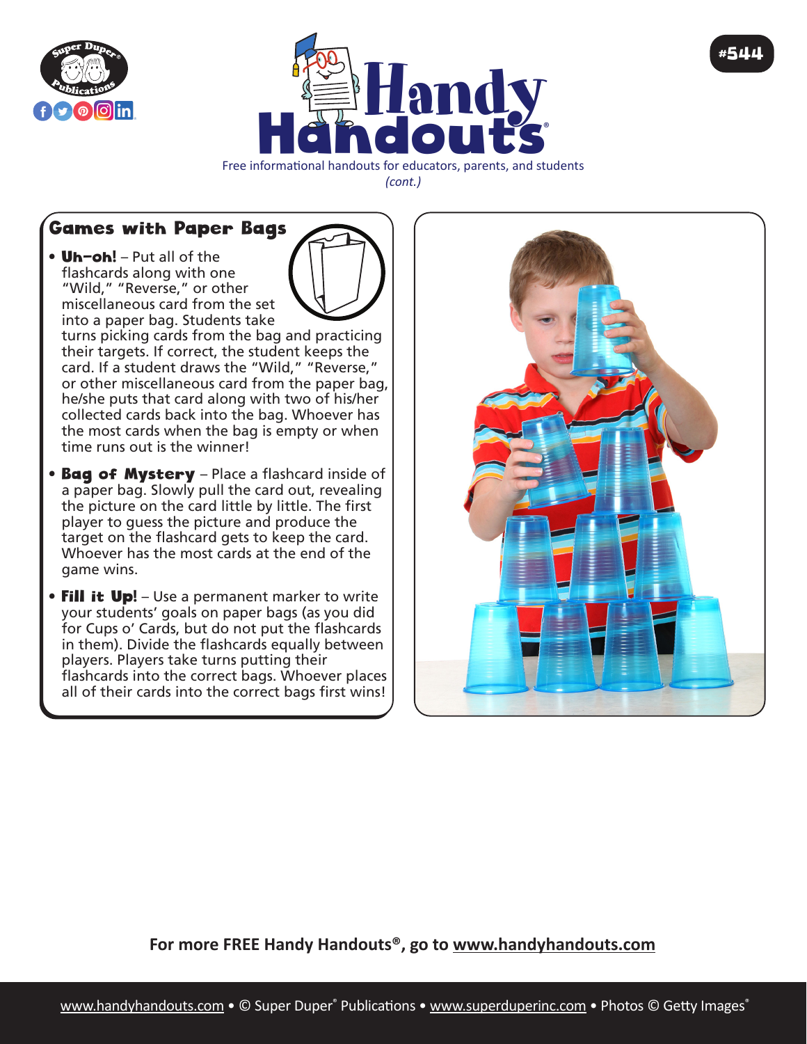## Games with Paper Bags

- **Uh-oh!** – Put all of the flashcards along with one "Wild," "Reverse," or other miscellaneous card from the set into a paper bag. Students take turns picking cards from the bag and practicing their targets. If correct, the student keeps the card. If a student draws the "Wild," "Reverse," or other miscellaneous card from the paper bag, he/she puts that card along with two of his/her collected cards back into the bag. Whoever has the most cards when the bag is empty or when time runs out is the winner!

- **Bag of Mystery** – Place a flashcard inside of a paper bag. Slowly pull the card out, revealing the picture on the card little by little. The first player to guess the picture and produce the target on the flashcard gets to keep the card. Whoever has the most cards at the end of the game wins.

- **Fill it Up!** – Use a permanent marker to write your students' goals on paper bags (as you did for Cups o' Cards, but do not put the flashcards in them). Divide the flashcards equally between players. Players take turns putting their flashcards into the correct bags. Whoever places all of their cards into the correct bags first wins!

**For more FREE Handy Handouts®, go to www.handyhandouts.com**